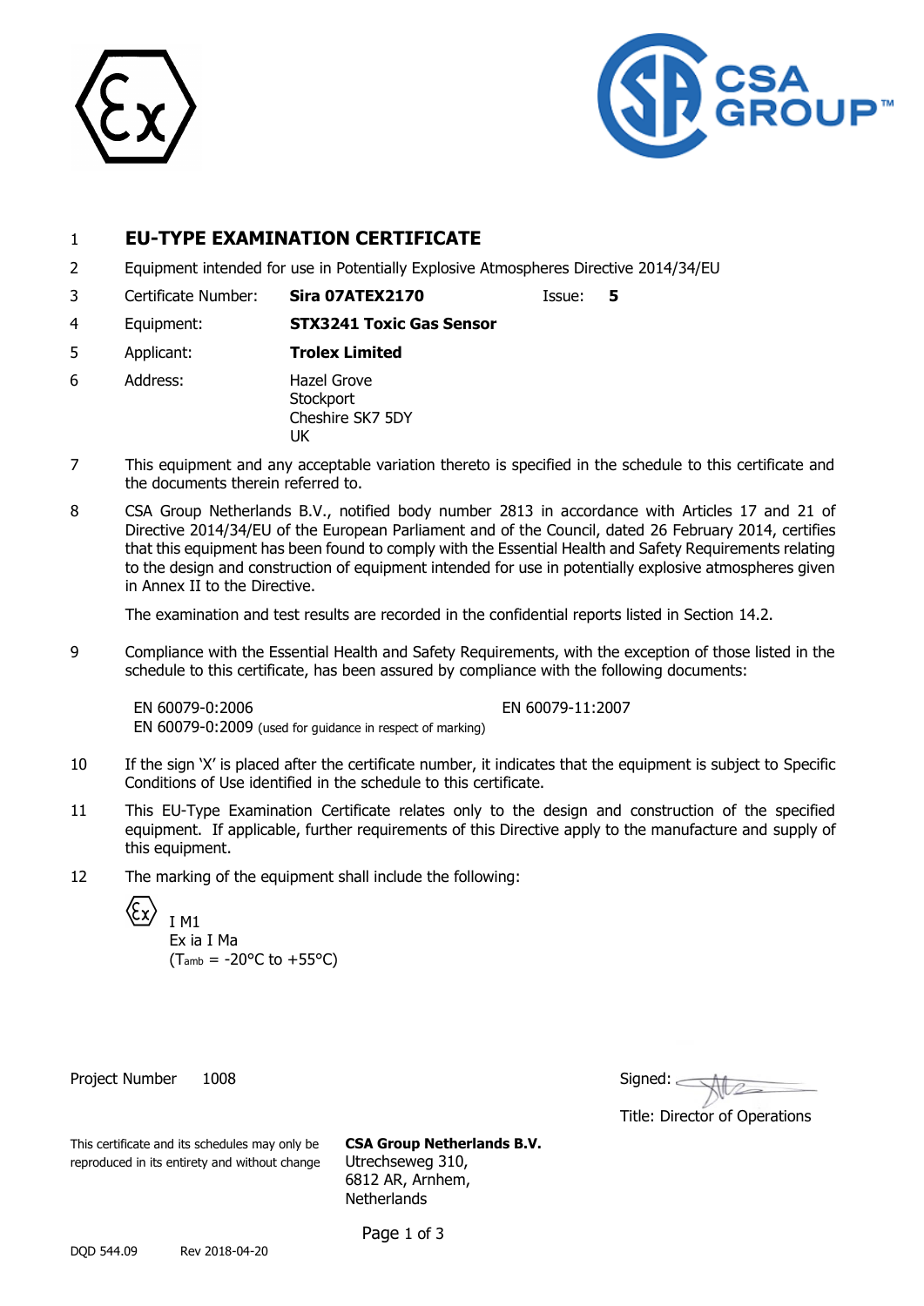1 **EU-TYPE EXAMINATION CERTIFICATE**

2 Equipment intended for use in Potentially Explosive Atmospheres Directive 2014/34/EU

3 Certificate Number: **Sira 07ATEX2170** Issue: **5**

4 Equipment: **STX3241 Toxic Gas Sensor**

5 Applicant: **Trolex Limited**

6 Address: Hazel Grove
Stockport
Cheshire SK7 5DY
UK

7 This equipment and any acceptable variation thereto is specified in the schedule to this certificate and the documents therein referred to.

8 CSA Group Netherlands B.V., notified body number 2813 in accordance with Articles 17 and 21 of Directive 2014/34/EU of the European Parliament and of the Council, dated 26 February 2014, certifies that this equipment has been found to comply with the Essential Health and Safety Requirements relating to the design and construction of equipment intended for use in potentially explosive atmospheres given in Annex II to the Directive.

The examination and test results are recorded in the confidential reports listed in Section 14.2.

9 Compliance with the Essential Health and Safety Requirements, with the exception of those listed in the schedule to this certificate, has been assured by compliance with the following documents:

EN 60079-0:2006
EN 60079-0:2009 (used for guidance in respect of marking)
EN 60079-11:2007

10 If the sign 'X' is placed after the certificate number, it indicates that the equipment is subject to Specific Conditions of Use identified in the schedule to this certificate.

11 This EU-Type Examination Certificate relates only to the design and construction of the specified equipment. If applicable, further requirements of this Directive apply to the manufacture and supply of this equipment.

12 The marking of the equipment shall include the following:

Ex I M1
Ex ia I Ma
($T_{amb}$ = -20°C to +55°C)

Project Number 1008

Signed:

Title: Director of Operations

This certificate and its schedules may only be reproduced in its entirety and without change

**CSA Group Netherlands B.V.**
Utrechseweg 310,
6812 AR, Arnhem,
Netherlands

DQD 544.09 Rev 2018-04-20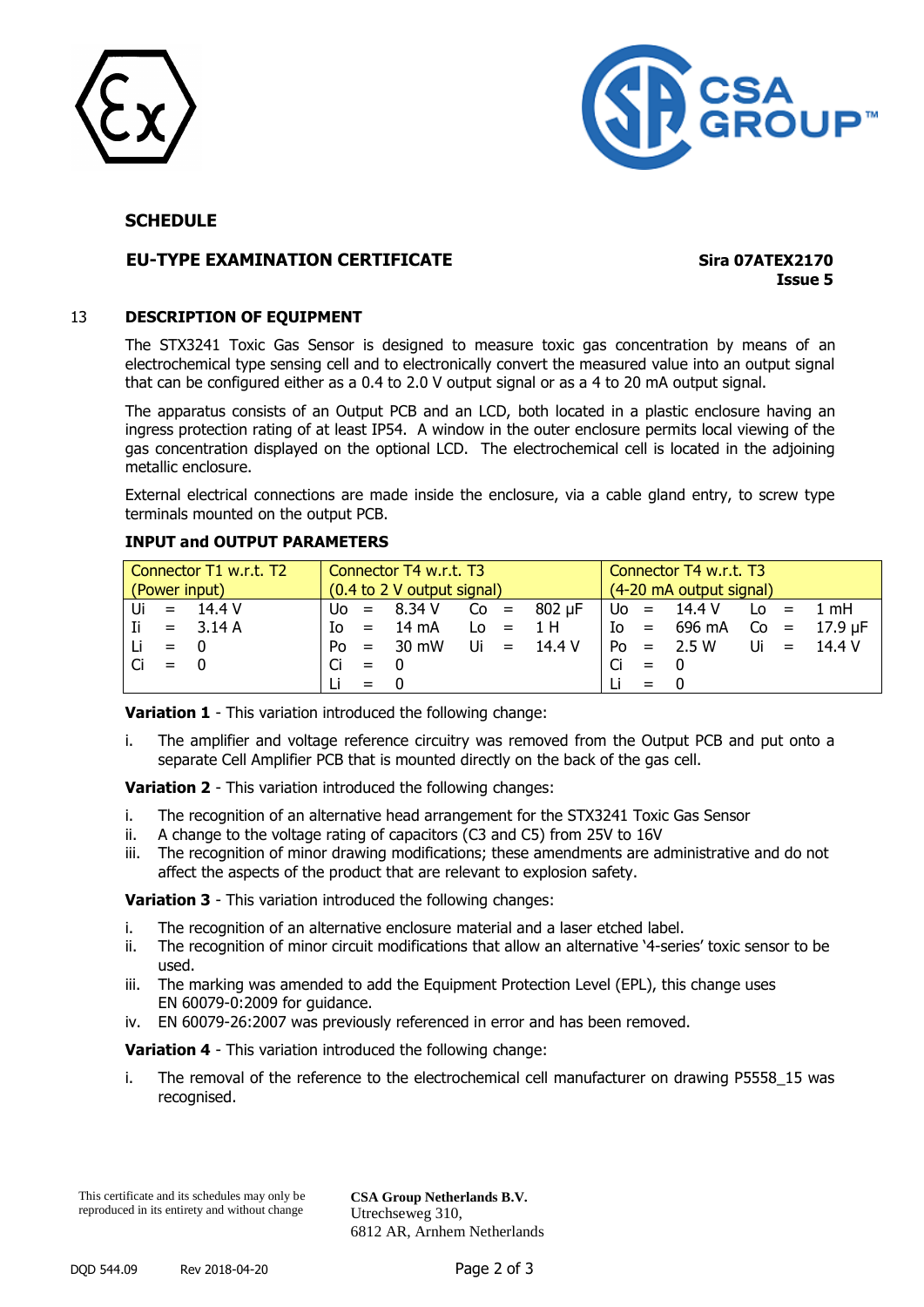## SCHEDULE

### EU-TYPE EXAMINATION CERTIFICATE

**Sira 07ATEX2170**
**Issue 5**

### 13 DESCRIPTION OF EQUIPMENT

The STX3241 Toxic Gas Sensor is designed to measure toxic gas concentration by means of an electrochemical type sensing cell and to electronically convert the measured value into an output signal that can be configured either as a 0.4 to 2.0 V output signal or as a 4 to 20 mA output signal.

The apparatus consists of an Output PCB and an LCD, both located in a plastic enclosure having an ingress protection rating of at least IP54. A window in the outer enclosure permits local viewing of the gas concentration displayed on the optional LCD. The electrochemical cell is located in the adjoining metallic enclosure.

External electrical connections are made inside the enclosure, via a cable gland entry, to screw type terminals mounted on the output PCB.

**INPUT and OUTPUT PARAMETERS**

| Connector T1 w.r.t. T2 (Power input) | Connector T4 w.r.t. T3 (0.4 to 2 V output signal) | | Connector T4 w.r.t. T3 (4-20 mA output signal) | |
|---|---|---|---|---|
| Ui = 14.4 V | Uo = 8.34 V | Co = 802 µF | Uo = 14.4 V | Lo = 1 mH |
| Ii = 3.14 A | Io = 14 mA | Lo = 1 H | Io = 696 mA | Co = 17.9 µF |
| Li = 0 | Po = 30 mW | Ui = 14.4 V | Po = 2.5 W | Ui = 14.4 V |
| Ci = 0 | Ci = 0 | | Ci = 0 | |
| | Li = 0 | | Li = 0 | |

**Variation 1** - This variation introduced the following change:

i. The amplifier and voltage reference circuitry was removed from the Output PCB and put onto a separate Cell Amplifier PCB that is mounted directly on the back of the gas cell.

**Variation 2** - This variation introduced the following changes:

i. The recognition of an alternative head arrangement for the STX3241 Toxic Gas Sensor
ii. A change to the voltage rating of capacitors (C3 and C5) from 25V to 16V
iii. The recognition of minor drawing modifications; these amendments are administrative and do not affect the aspects of the product that are relevant to explosion safety.

**Variation 3** - This variation introduced the following changes:

i. The recognition of an alternative enclosure material and a laser etched label.
ii. The recognition of minor circuit modifications that allow an alternative '4-series' toxic sensor to be used.
iii. The marking was amended to add the Equipment Protection Level (EPL), this change uses EN 60079-0:2009 for guidance.
iv. EN 60079-26:2007 was previously referenced in error and has been removed.

**Variation 4** - This variation introduced the following change:

i. The removal of the reference to the electrochemical cell manufacturer on drawing P5558_15 was recognised.

This certificate and its schedules may only be reproduced in its entirety and without change

**CSA Group Netherlands B.V.**
Utrechseweg 310,
6812 AR, Arnhem Netherlands

DQD 544.09 Rev 2018-04-20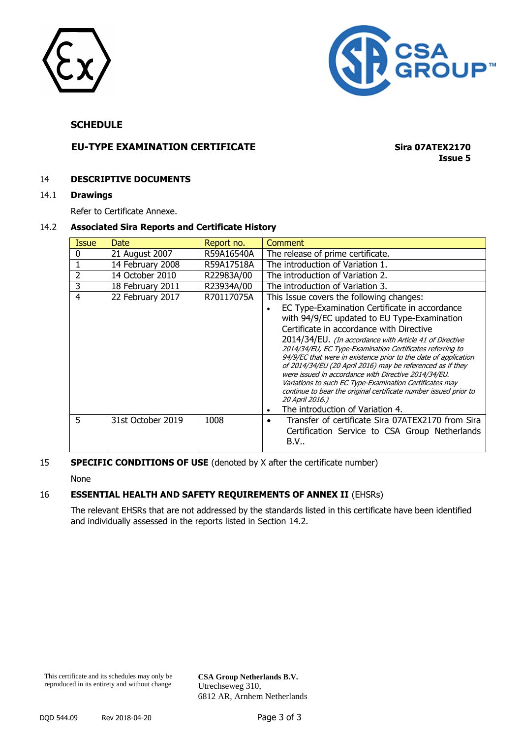**SCHEDULE**

**EU-TYPE EXAMINATION CERTIFICATE**

**Sira 07ATEX2170**
**Issue 5**

## 14 DESCRIPTIVE DOCUMENTS

### 14.1 Drawings

Refer to Certificate Annexe.

### 14.2 Associated Sira Reports and Certificate History

| Issue | Date | Report no. | Comment |
|---|---|---|---|
| 0 | 21 August 2007 | R59A16540A | The release of prime certificate. |
| 1 | 14 February 2008 | R59A17518A | The introduction of Variation 1. |
| 2 | 14 October 2010 | R22983A/00 | The introduction of Variation 2. |
| 3 | 18 February 2011 | R23934A/00 | The introduction of Variation 3. |
| 4 | 22 February 2017 | R70117075A | This Issue covers the following changes: <br>• EC Type-Examination Certificate in accordance with 94/9/EC updated to EU Type-Examination Certificate in accordance with Directive 2014/34/EU. *(In accordance with Article 41 of Directive 2014/34/EU, EC Type-Examination Certificates referring to 94/9/EC that were in existence prior to the date of application of 2014/34/EU (20 April 2016) may be referenced as if they were issued in accordance with Directive 2014/34/EU. Variations to such EC Type-Examination Certificates may continue to bear the original certificate number issued prior to 20 April 2016.)* <br>• The introduction of Variation 4. |
| 5 | 31st October 2019 | 1008 | • Transfer of certificate Sira 07ATEX2170 from Sira Certification Service to CSA Group Netherlands B.V.. |

## 15 SPECIFIC CONDITIONS OF USE (denoted by X after the certificate number)

None

## 16 ESSENTIAL HEALTH AND SAFETY REQUIREMENTS OF ANNEX II (EHSRs)

The relevant EHSRs that are not addressed by the standards listed in this certificate have been identified and individually assessed in the reports listed in Section 14.2.

This certificate and its schedules may only be reproduced in its entirety and without change

**CSA Group Netherlands B.V.**
Utrechseweg 310,
6812 AR, Arnhem Netherlands

DQD 544.09 Rev 2018-04-20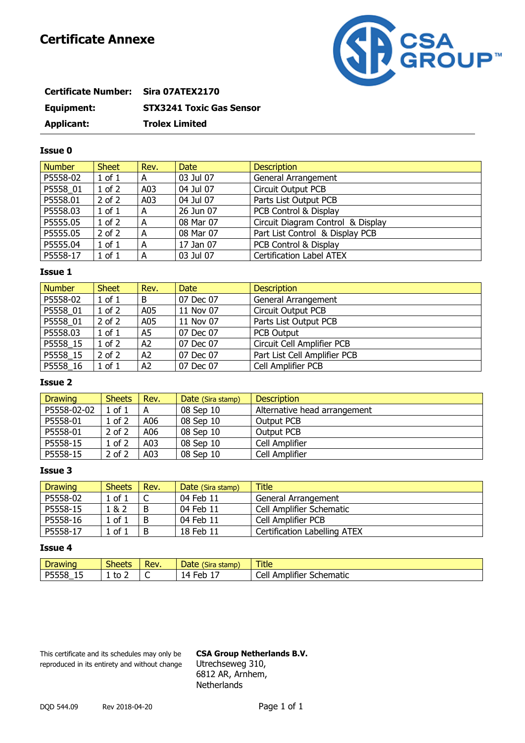# Certificate Annexe

**Certificate Number:** **Sira 07ATEX2170**

**Equipment:** **STX3241 Toxic Gas Sensor**

**Applicant:** **Trolex Limited**

### Issue 0

| Number | Sheet | Rev. | Date | Description |
|---|---|---|---|---|
| P5558-02 | 1 of 1 | A | 03 Jul 07 | General Arrangement |
| P5558_01 | 1 of 2 | A03 | 04 Jul 07 | Circuit Output PCB |
| P5558.01 | 2 of 2 | A03 | 04 Jul 07 | Parts List Output PCB |
| P5558.03 | 1 of 1 | A | 26 Jun 07 | PCB Control & Display |
| P5555.05 | 1 of 2 | A | 08 Mar 07 | Circuit Diagram Control & Display |
| P5555.05 | 2 of 2 | A | 08 Mar 07 | Part List Control & Display PCB |
| P5555.04 | 1 of 1 | A | 17 Jan 07 | PCB Control & Display |
| P5558-17 | 1 of 1 | A | 03 Jul 07 | Certification Label ATEX |

### Issue 1

| Number | Sheet | Rev. | Date | Description |
|---|---|---|---|---|
| P5558-02 | 1 of 1 | B | 07 Dec 07 | General Arrangement |
| P5558_01 | 1 of 2 | A05 | 11 Nov 07 | Circuit Output PCB |
| P5558_01 | 2 of 2 | A05 | 11 Nov 07 | Parts List Output PCB |
| P5558.03 | 1 of 1 | A5 | 07 Dec 07 | PCB Output |
| P5558_15 | 1 of 2 | A2 | 07 Dec 07 | Circuit Cell Amplifier PCB |
| P5558_15 | 2 of 2 | A2 | 07 Dec 07 | Part List Cell Amplifier PCB |
| P5558_16 | 1 of 1 | A2 | 07 Dec 07 | Cell Amplifier PCB |

### Issue 2

| Drawing | Sheets | Rev. | Date (Sira stamp) | Description |
|---|---|---|---|---|
| P5558-02-02 | 1 of 1 | A | 08 Sep 10 | Alternative head arrangement |
| P5558-01 | 1 of 2 | A06 | 08 Sep 10 | Output PCB |
| P5558-01 | 2 of 2 | A06 | 08 Sep 10 | Output PCB |
| P5558-15 | 1 of 2 | A03 | 08 Sep 10 | Cell Amplifier |
| P5558-15 | 2 of 2 | A03 | 08 Sep 10 | Cell Amplifier |

### Issue 3

| Drawing | Sheets | Rev. | Date (Sira stamp) | Title |
|---|---|---|---|---|
| P5558-02 | 1 of 1 | C | 04 Feb 11 | General Arrangement |
| P5558-15 | 1 & 2 | B | 04 Feb 11 | Cell Amplifier Schematic |
| P5558-16 | 1 of 1 | B | 04 Feb 11 | Cell Amplifier PCB |
| P5558-17 | 1 of 1 | B | 18 Feb 11 | Certification Labelling ATEX |

### Issue 4

| Drawing | Sheets | Rev. | Date (Sira stamp) | Title |
|---|---|---|---|---|
| P5558_15 | 1 to 2 | C | 14 Feb 17 | Cell Amplifier Schematic |

This certificate and its schedules may only be reproduced in its entirety and without change

**CSA Group Netherlands B.V.**
Utrechseweg 310,
6812 AR, Arnhem,
Netherlands

DQD 544.09 Rev 2018-04-20